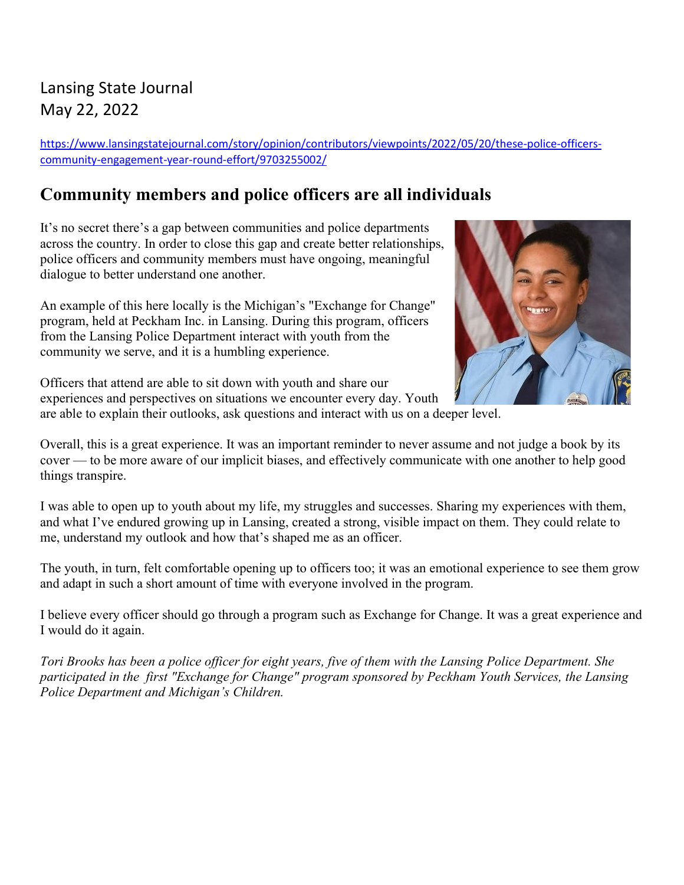Lansing State Journal
May 22, 2022

https://www.lansingstatejournal.com/story/opinion/contributors/viewpoints/2022/05/20/these-police-officers-community-engagement-year-round-effort/9703255002/

# Community members and police officers are all individuals

It's no secret there's a gap between communities and police departments across the country. In order to close this gap and create better relationships, police officers and community members must have ongoing, meaningful dialogue to better understand one another.

An example of this here locally is the Michigan's "Exchange for Change" program, held at Peckham Inc. in Lansing. During this program, officers from the Lansing Police Department interact with youth from the community we serve, and it is a humbling experience.

Officers that attend are able to sit down with youth and share our experiences and perspectives on situations we encounter every day. Youth are able to explain their outlooks, ask questions and interact with us on a deeper level.

Overall, this is a great experience. It was an important reminder to never assume and not judge a book by its cover — to be more aware of our implicit biases, and effectively communicate with one another to help good things transpire.

I was able to open up to youth about my life, my struggles and successes. Sharing my experiences with them, and what I've endured growing up in Lansing, created a strong, visible impact on them. They could relate to me, understand my outlook and how that's shaped me as an officer.

The youth, in turn, felt comfortable opening up to officers too; it was an emotional experience to see them grow and adapt in such a short amount of time with everyone involved in the program.

I believe every officer should go through a program such as Exchange for Change. It was a great experience and I would do it again.

*Tori Brooks has been a police officer for eight years, five of them with the Lansing Police Department. She participated in the first "Exchange for Change" program sponsored by Peckham Youth Services, the Lansing Police Department and Michigan's Children.*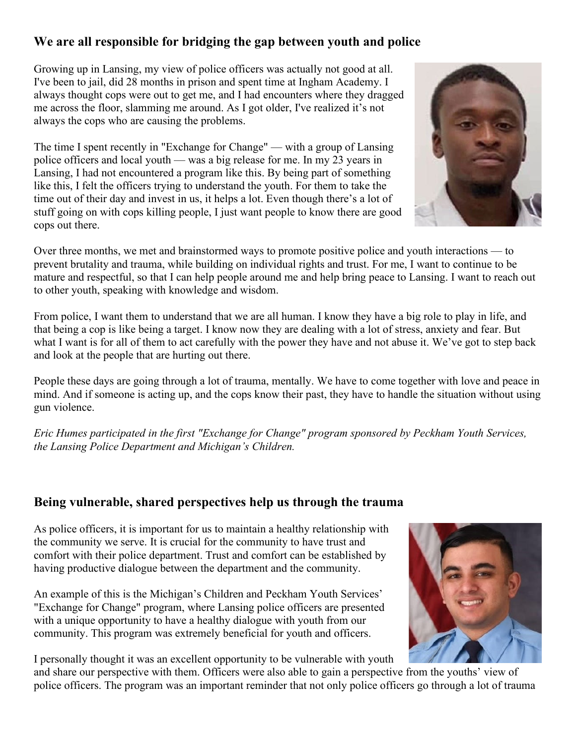## We are all responsible for bridging the gap between youth and police

Growing up in Lansing, my view of police officers was actually not good at all. I've been to jail, did 28 months in prison and spent time at Ingham Academy. I always thought cops were out to get me, and I had encounters where they dragged me across the floor, slamming me around. As I got older, I've realized it's not always the cops who are causing the problems.

The time I spent recently in "Exchange for Change" — with a group of Lansing police officers and local youth — was a big release for me. In my 23 years in Lansing, I had not encountered a program like this. By being part of something like this, I felt the officers trying to understand the youth. For them to take the time out of their day and invest in us, it helps a lot. Even though there's a lot of stuff going on with cops killing people, I just want people to know there are good cops out there.

Over three months, we met and brainstormed ways to promote positive police and youth interactions — to prevent brutality and trauma, while building on individual rights and trust. For me, I want to continue to be mature and respectful, so that I can help people around me and help bring peace to Lansing. I want to reach out to other youth, speaking with knowledge and wisdom.

From police, I want them to understand that we are all human. I know they have a big role to play in life, and that being a cop is like being a target. I know now they are dealing with a lot of stress, anxiety and fear. But what I want is for all of them to act carefully with the power they have and not abuse it. We've got to step back and look at the people that are hurting out there.

People these days are going through a lot of trauma, mentally. We have to come together with love and peace in mind. And if someone is acting up, and the cops know their past, they have to handle the situation without using gun violence.

*Eric Humes participated in the first "Exchange for Change" program sponsored by Peckham Youth Services, the Lansing Police Department and Michigan's Children.*

## Being vulnerable, shared perspectives help us through the trauma

As police officers, it is important for us to maintain a healthy relationship with the community we serve. It is crucial for the community to have trust and comfort with their police department. Trust and comfort can be established by having productive dialogue between the department and the community.

An example of this is the Michigan's Children and Peckham Youth Services' "Exchange for Change" program, where Lansing police officers are presented with a unique opportunity to have a healthy dialogue with youth from our community. This program was extremely beneficial for youth and officers.

I personally thought it was an excellent opportunity to be vulnerable with youth and share our perspective with them. Officers were also able to gain a perspective from the youths' view of police officers. The program was an important reminder that not only police officers go through a lot of trauma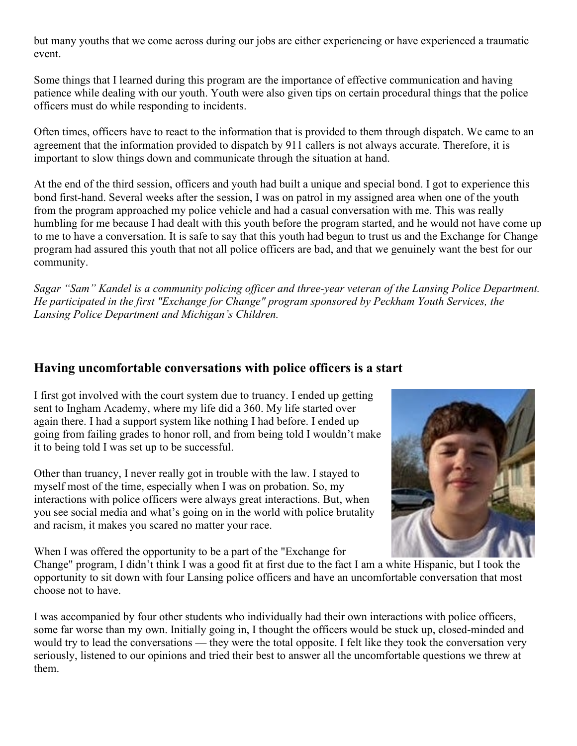but many youths that we come across during our jobs are either experiencing or have experienced a traumatic event.

Some things that I learned during this program are the importance of effective communication and having patience while dealing with our youth. Youth were also given tips on certain procedural things that the police officers must do while responding to incidents.

Often times, officers have to react to the information that is provided to them through dispatch. We came to an agreement that the information provided to dispatch by 911 callers is not always accurate. Therefore, it is important to slow things down and communicate through the situation at hand.

At the end of the third session, officers and youth had built a unique and special bond. I got to experience this bond first-hand. Several weeks after the session, I was on patrol in my assigned area when one of the youth from the program approached my police vehicle and had a casual conversation with me. This was really humbling for me because I had dealt with this youth before the program started, and he would not have come up to me to have a conversation. It is safe to say that this youth had begun to trust us and the Exchange for Change program had assured this youth that not all police officers are bad, and that we genuinely want the best for our community.

*Sagar "Sam" Kandel is a community policing officer and three-year veteran of the Lansing Police Department. He participated in the first "Exchange for Change" program sponsored by Peckham Youth Services, the Lansing Police Department and Michigan's Children.*

## Having uncomfortable conversations with police officers is a start

I first got involved with the court system due to truancy. I ended up getting sent to Ingham Academy, where my life did a 360. My life started over again there. I had a support system like nothing I had before. I ended up going from failing grades to honor roll, and from being told I wouldn't make it to being told I was set up to be successful.

Other than truancy, I never really got in trouble with the law. I stayed to myself most of the time, especially when I was on probation. So, my interactions with police officers were always great interactions. But, when you see social media and what's going on in the world with police brutality and racism, it makes you scared no matter your race.

When I was offered the opportunity to be a part of the "Exchange for Change" program, I didn't think I was a good fit at first due to the fact I am a white Hispanic, but I took the opportunity to sit down with four Lansing police officers and have an uncomfortable conversation that most choose not to have.

I was accompanied by four other students who individually had their own interactions with police officers, some far worse than my own. Initially going in, I thought the officers would be stuck up, closed-minded and would try to lead the conversations — they were the total opposite. I felt like they took the conversation very seriously, listened to our opinions and tried their best to answer all the uncomfortable questions we threw at them.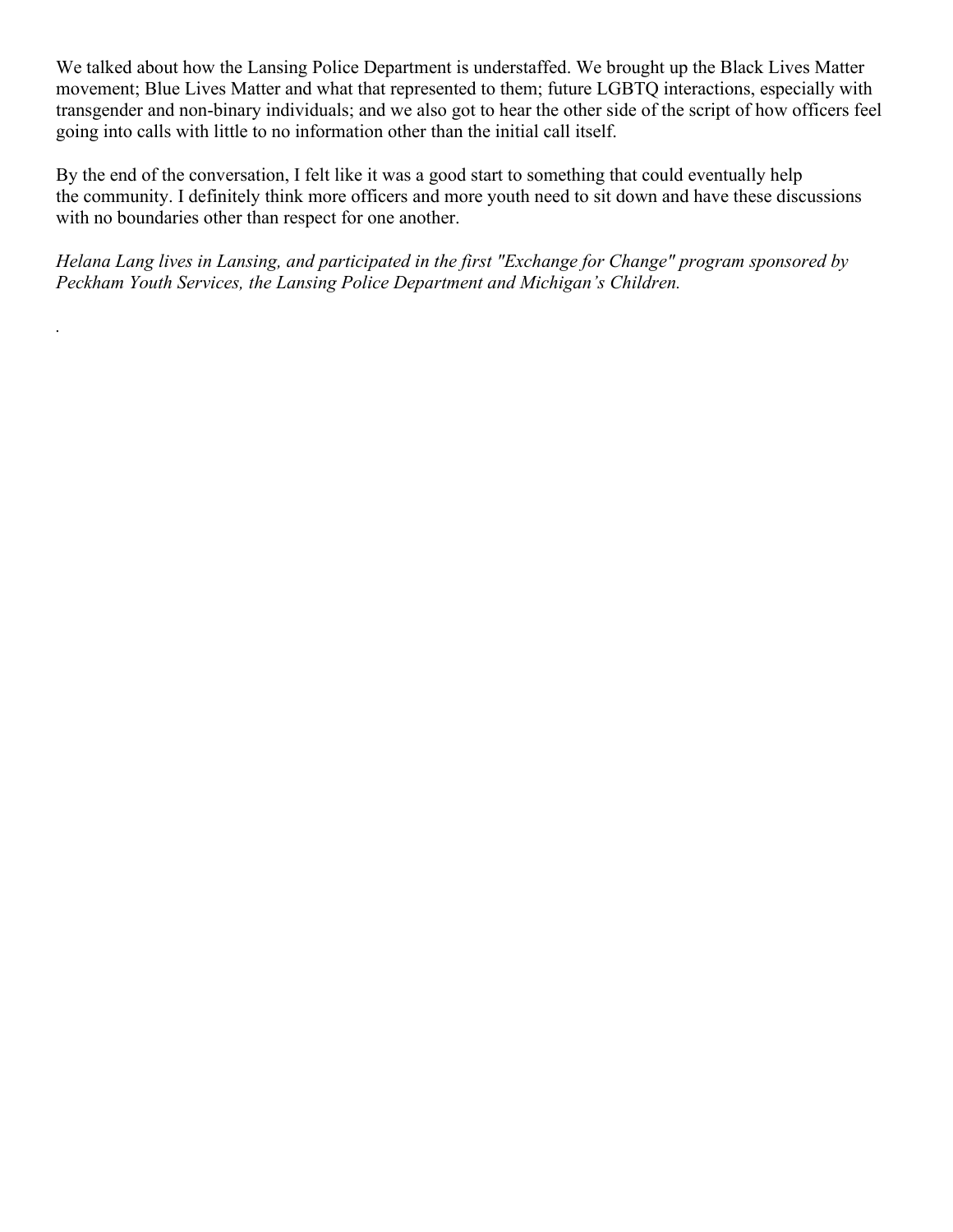We talked about how the Lansing Police Department is understaffed. We brought up the Black Lives Matter movement; Blue Lives Matter and what that represented to them; future LGBTQ interactions, especially with transgender and non-binary individuals; and we also got to hear the other side of the script of how officers feel going into calls with little to no information other than the initial call itself.

By the end of the conversation, I felt like it was a good start to something that could eventually help the community. I definitely think more officers and more youth need to sit down and have these discussions with no boundaries other than respect for one another.

*Helana Lang lives in Lansing, and participated in the first "Exchange for Change" program sponsored by Peckham Youth Services, the Lansing Police Department and Michigan's Children.*

.